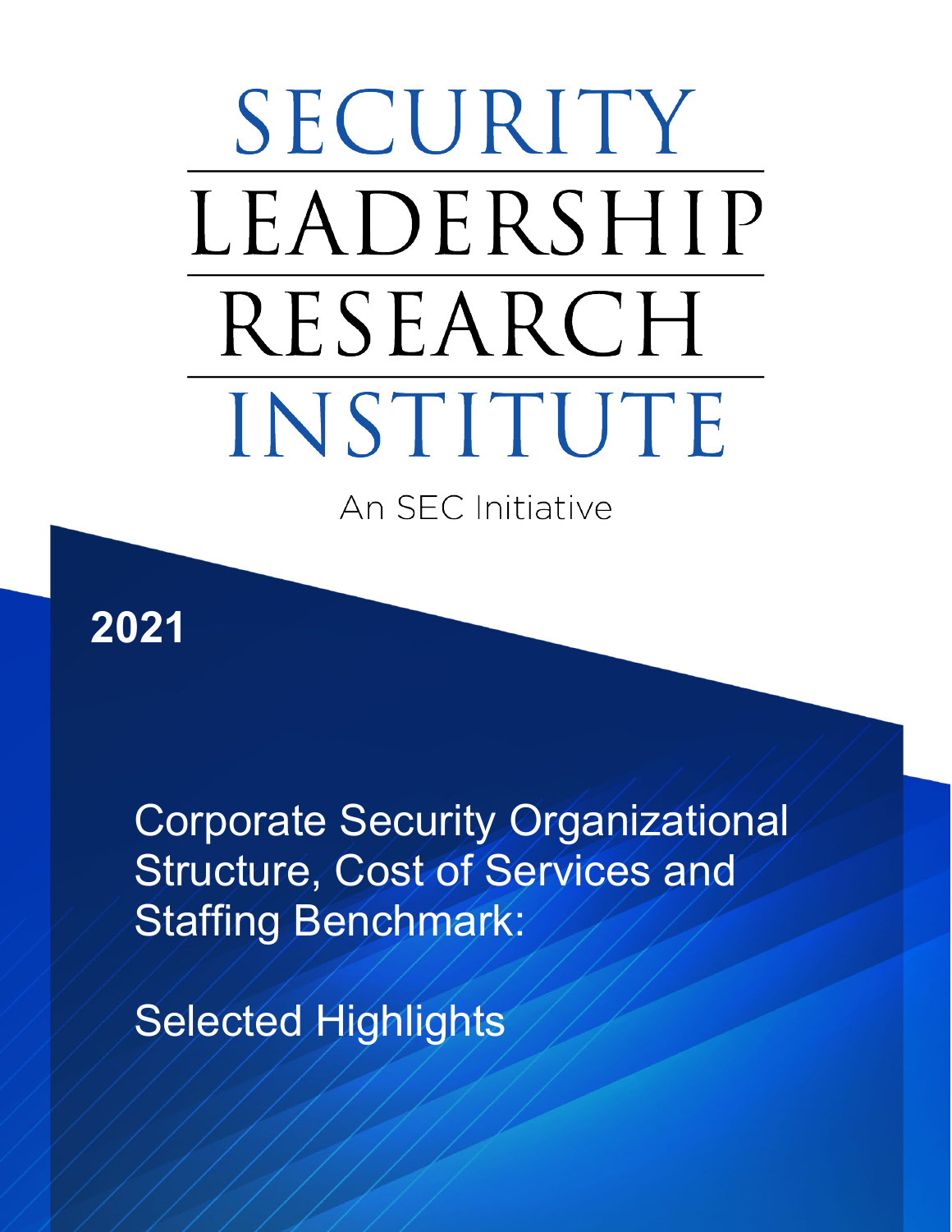# SECURITY LEADERSHIP RESEARCH INSTITUTE

An SEC Initiative

**2021**

## Corporate Security Organizational Structure, Cost of Services and Staffing Benchmark:

## Selected Highlights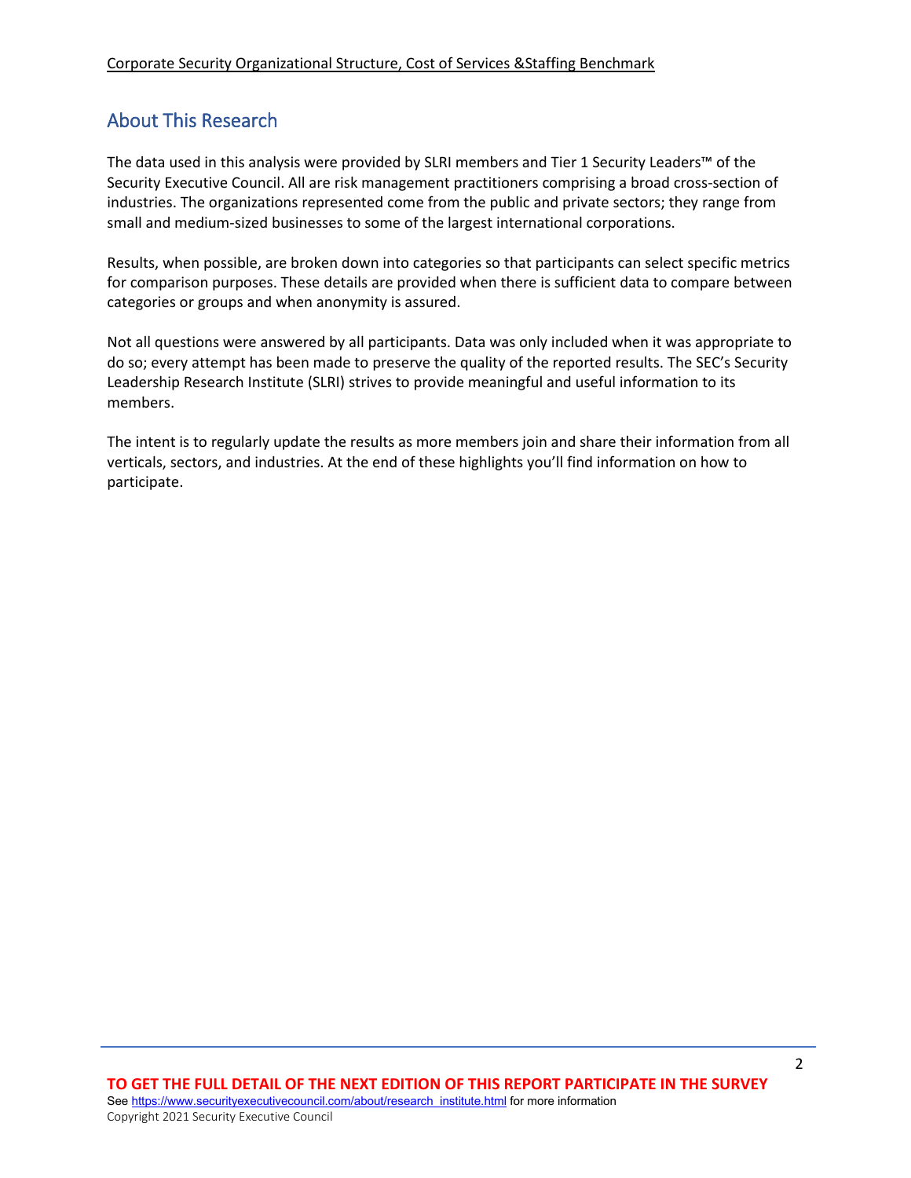## About This Research

The data used in this analysis were provided by SLRI members and Tier 1 Security Leaders™ of the Security Executive Council. All are risk management practitioners comprising a broad cross-section of industries. The organizations represented come from the public and private sectors; they range from small and medium-sized businesses to some of the largest international corporations.

Results, when possible, are broken down into categories so that participants can select specific metrics for comparison purposes. These details are provided when there is sufficient data to compare between categories or groups and when anonymity is assured.

Not all questions were answered by all participants. Data was only included when it was appropriate to do so; every attempt has been made to preserve the quality of the reported results. The SEC's Security Leadership Research Institute (SLRI) strives to provide meaningful and useful information to its members.

The intent is to regularly update the results as more members join and share their information from all verticals, sectors, and industries. At the end of these highlights you'll find information on how to participate.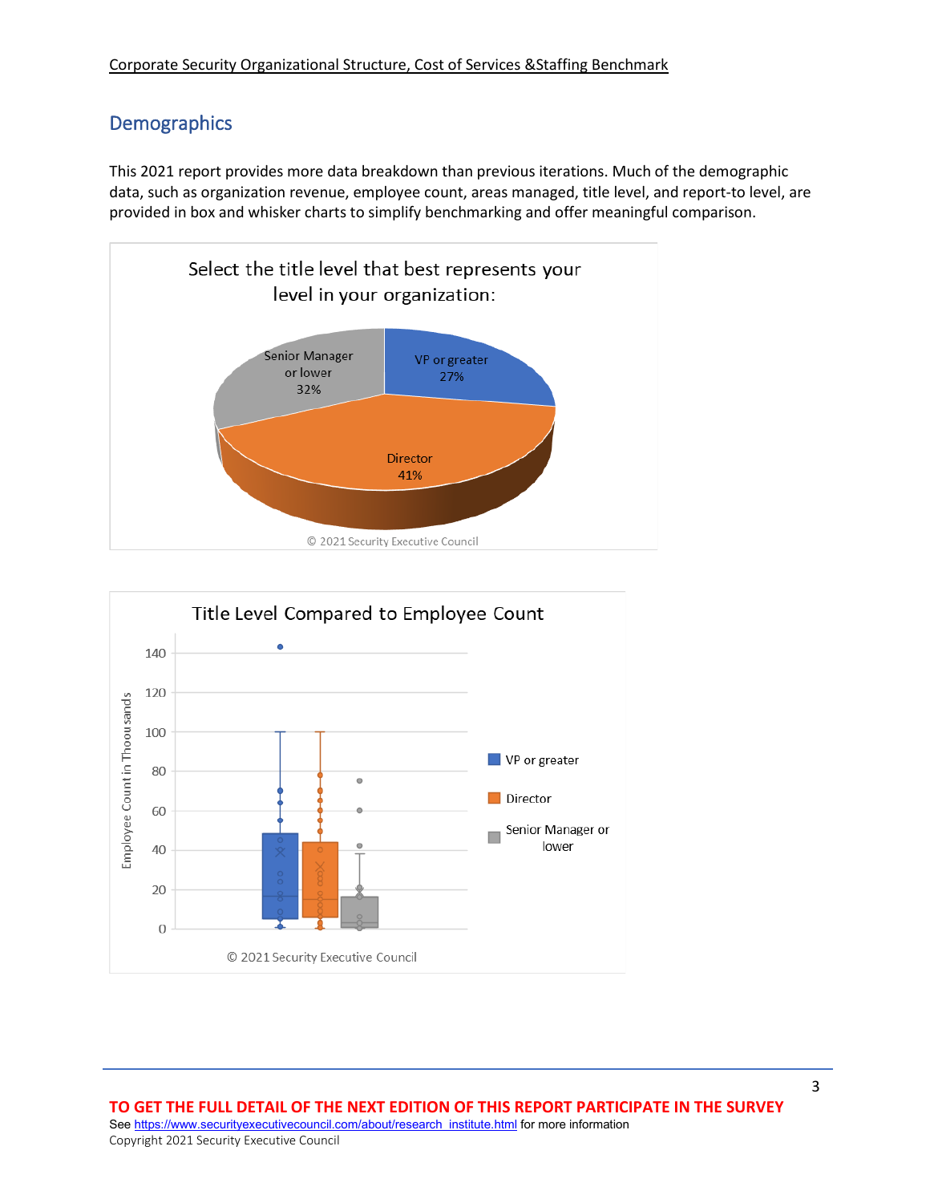## Demographics

This 2021 report provides more data breakdown than previous iterations. Much of the demographic data, such as organization revenue, employee count, areas managed, title level, and report-to level, are provided in box and whisker charts to simplify benchmarking and offer meaningful comparison.

Select the title level that best represents your level in your organization:

- VP or greater 27%
- Director 41%
- Senior Manager or lower 32%

© 2021 Security Executive Council

Title Level Compared to Employee Count

© 2021 Security Executive Council

**TO GET THE FULL DETAIL OF THE NEXT EDITION OF THIS REPORT PARTICIPATE IN THE SURVEY**

See https://www.securityexecutivecouncil.com/about/research_institute.html for more information

Copyright 2021 Security Executive Council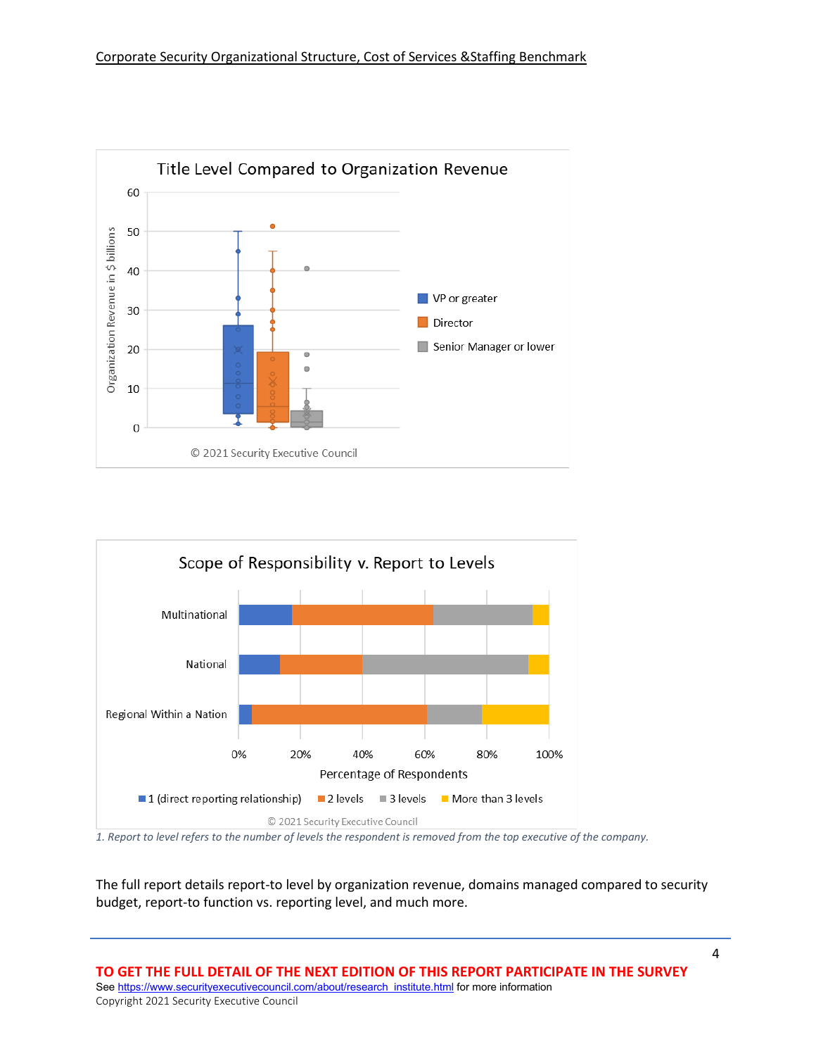Title Level Compared to Organization Revenue

© 2021 Security Executive Council

Scope of Responsibility v. Report to Levels

© 2021 Security Executive Council

*1. Report to level refers to the number of levels the respondent is removed from the top executive of the company.*

The full report details report-to level by organization revenue, domains managed compared to security budget, report-to function vs. reporting level, and much more.

**TO GET THE FULL DETAIL OF THE NEXT EDITION OF THIS REPORT PARTICIPATE IN THE SURVEY**

See https://www.securityexecutivecouncil.com/about/research_institute.html for more information

Copyright 2021 Security Executive Council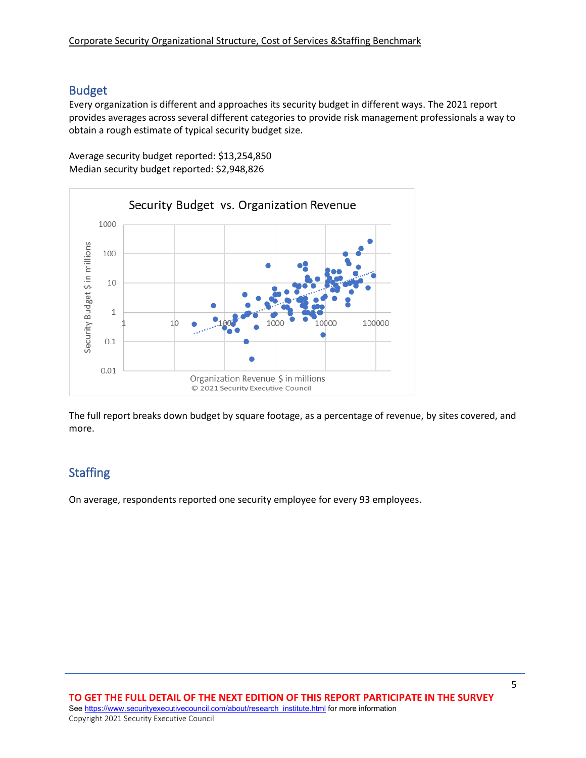## Budget

Every organization is different and approaches its security budget in different ways. The 2021 report provides averages across several different categories to provide risk management professionals a way to obtain a rough estimate of typical security budget size.

Average security budget reported: $13,254,850
Median security budget reported: $2,948,826

Security Budget vs. Organization Revenue

© 2021 Security Executive Council

The full report breaks down budget by square footage, as a percentage of revenue, by sites covered, and more.

## Staffing

On average, respondents reported one security employee for every 93 employees.

**TO GET THE FULL DETAIL OF THE NEXT EDITION OF THIS REPORT PARTICIPATE IN THE SURVEY**

See https://www.securityexecutivecouncil.com/about/research_institute.html for more information

Copyright 2021 Security Executive Council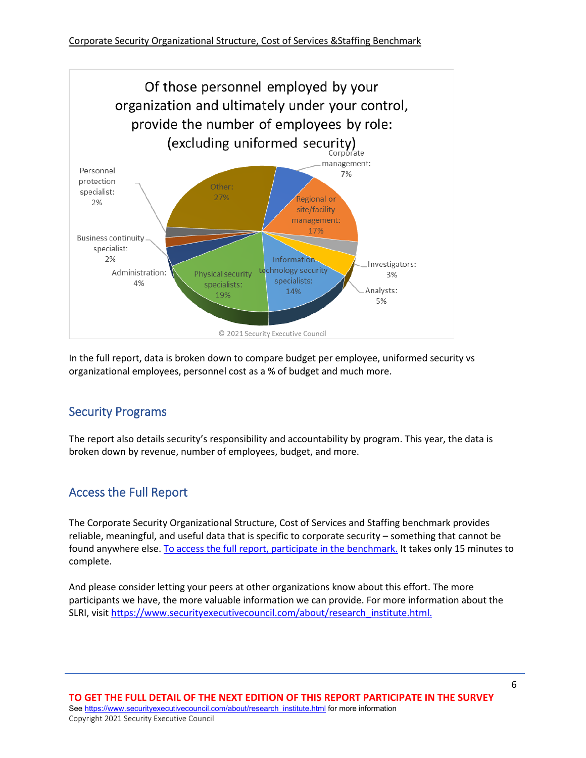Of those personnel employed by your organization and ultimately under your control, provide the number of employees by role: (excluding uniformed security)

Corporate management: 7%

Regional or site/facility management: 17%

Investigators: 3%

Analysts: 5%

Information technology security specialists: 14%

Physical security specialists: 19%

Administration: 4%

Business continuity specialist: 2%

Personnel protection specialist: 2%

Other: 27%

© 2021 Security Executive Council

In the full report, data is broken down to compare budget per employee, uniformed security vs organizational employees, personnel cost as a % of budget and much more.

## Security Programs

The report also details security's responsibility and accountability by program. This year, the data is broken down by revenue, number of employees, budget, and more.

## Access the Full Report

The Corporate Security Organizational Structure, Cost of Services and Staffing benchmark provides reliable, meaningful, and useful data that is specific to corporate security – something that cannot be found anywhere else. To access the full report, participate in the benchmark. It takes only 15 minutes to complete.

And please consider letting your peers at other organizations know about this effort. The more participants we have, the more valuable information we can provide. For more information about the SLRI, visit https://www.securityexecutivecouncil.com/about/research_institute.html.

**TO GET THE FULL DETAIL OF THE NEXT EDITION OF THIS REPORT PARTICIPATE IN THE SURVEY**
See https://www.securityexecutivecouncil.com/about/research_institute.html for more information
Copyright 2021 Security Executive Council